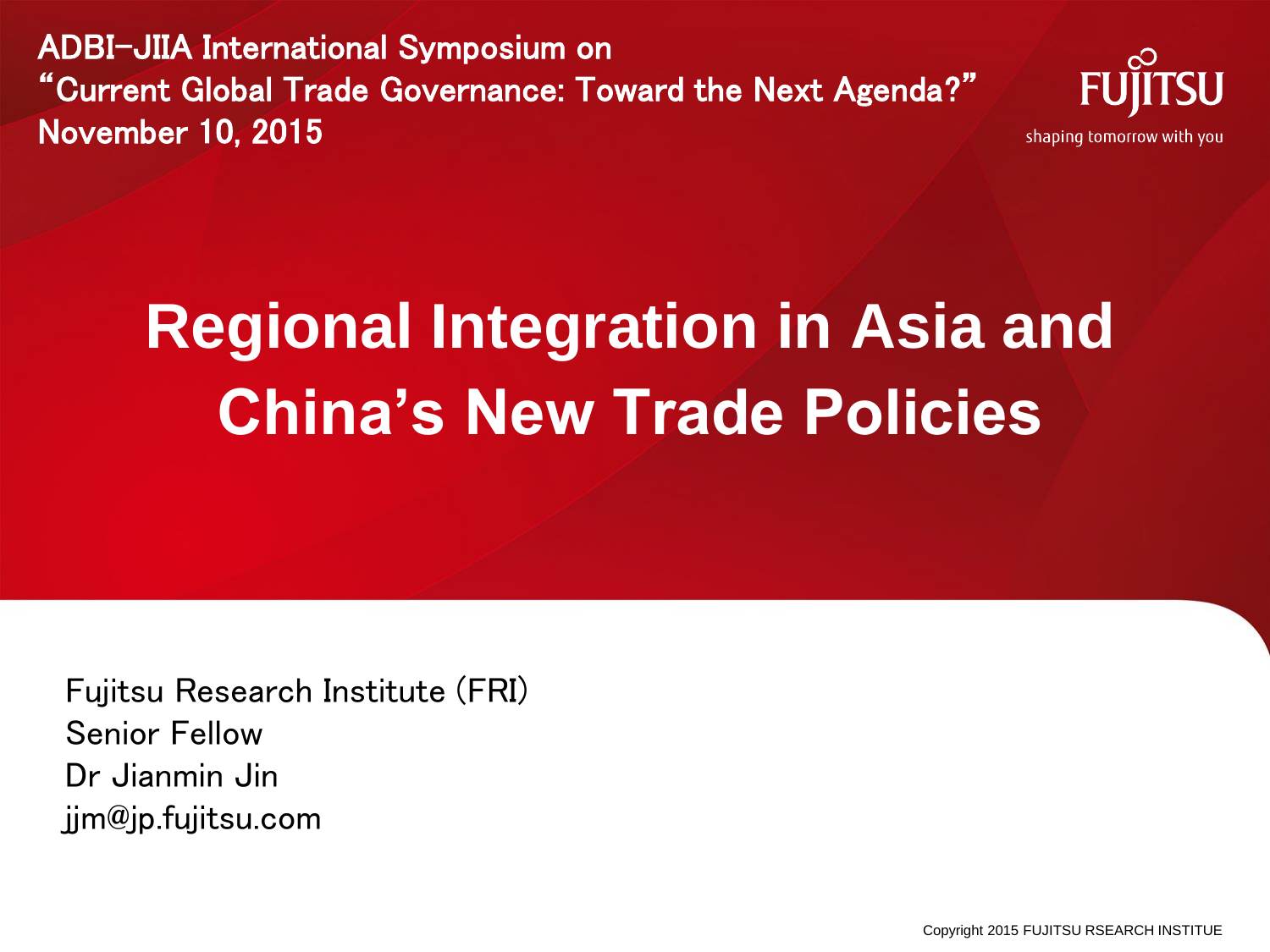ADBI-JIIA International Symposium on
"Current Global Trade Governance: Toward the Next Agenda?"
November 10, 2015

FUJITSU
shaping tomorrow with you

# Regional Integration in Asia and China's New Trade Policies

Fujitsu Research Institute (FRI)
Senior Fellow
Dr Jianmin Jin
jjm@jp.fujitsu.com

Copyright 2015 FUJITSU RSEARCH INSTITUE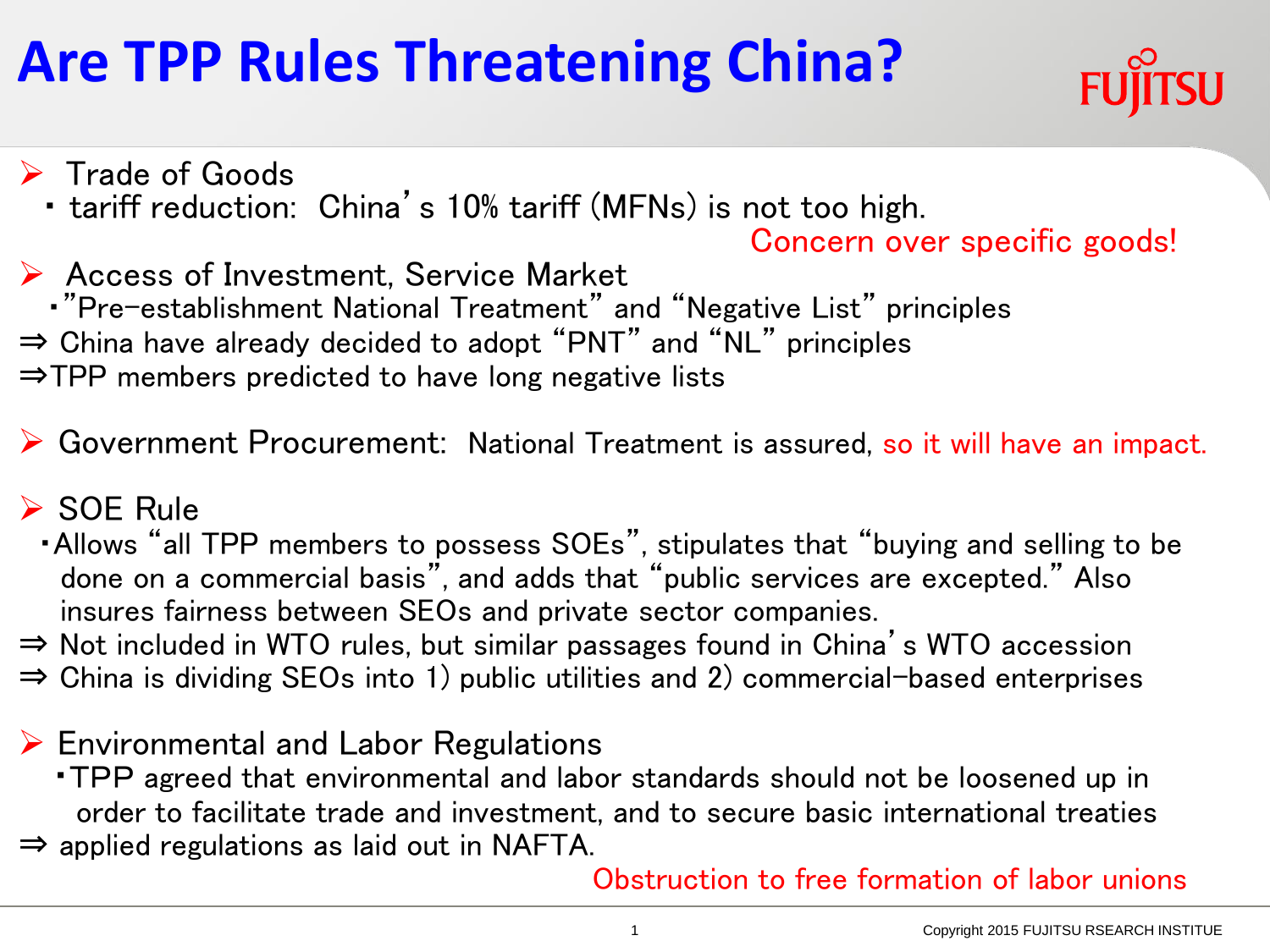# Are TPP Rules Threatening China?

- Trade of Goods
  - ・tariff reduction: China's 10% tariff (MFNs) is not too high.

  Concern over specific goods!

- Access of Investment, Service Market
  - ・"Pre-establishment National Treatment" and "Negative List" principles

⇒ China have already decided to adopt "PNT" and "NL" principles

⇒TPP members predicted to have long negative lists

- Government Procurement: National Treatment is assured, so it will have an impact.

- SOE Rule
  - ・Allows "all TPP members to possess SOEs", stipulates that "buying and selling to be done on a commercial basis", and adds that "public services are excepted." Also insures fairness between SEOs and private sector companies.

⇒ Not included in WTO rules, but similar passages found in China's WTO accession

⇒ China is dividing SEOs into 1) public utilities and 2) commercial-based enterprises

- Environmental and Labor Regulations
  - ・TPP agreed that environmental and labor standards should not be loosened up in order to facilitate trade and investment, and to secure basic international treaties

⇒ applied regulations as laid out in NAFTA.

Obstruction to free formation of labor unions

Copyright 2015 FUJITSU RSEARCH INSTITUE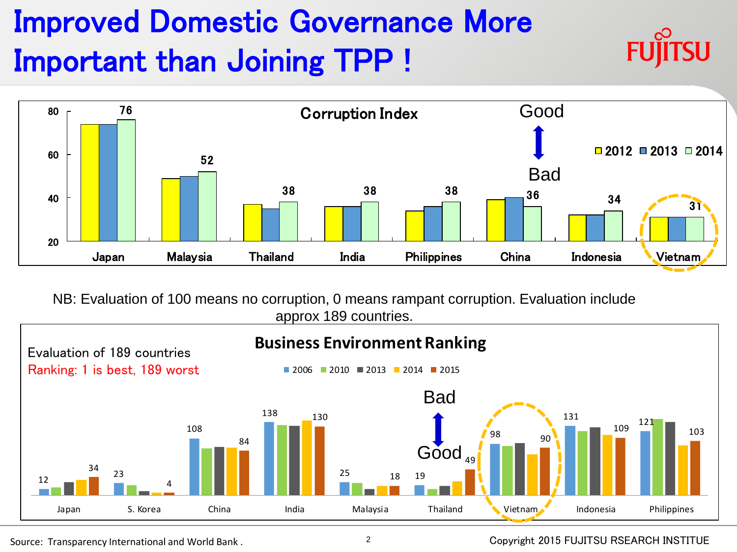# Improved Domestic Governance More Important than Joining TPP !

**Corruption Index**

Good ↕ Bad

| Country | 2012 | 2013 | 2014 |
|---|---|---|---|
| Japan | | | 76 |
| Malaysia | | | 52 |
| Thailand | | | 38 |
| India | | | 38 |
| Philippines | | | 38 |
| China | | | 36 |
| Indonesia | | | 34 |
| Vietnam | | | 31 |

NB: Evaluation of 100 means no corruption, 0 means rampant corruption. Evaluation include approx 189 countries.

**Business Environment Ranking**

Evaluation of 189 countries

Ranking: 1 is best, 189 worst

Bad ↕ Good

| Country | 2006 | 2010 | 2013 | 2014 | 2015 |
|---|---|---|---|---|---|
| Japan | 12 | | | | 34 |
| S. Korea | 23 | | | | 4 |
| China | 108 | | | | 84 |
| India | 138 | | | | 130 |
| Malaysia | 25 | | | | 18 |
| Thailand | 19 | | | | 49 |
| Vietnam | 98 | | | | 90 |
| Indonesia | 131 | | | | 109 |
| Philippines | 121 | | | | 103 |

Source: Transparency International and World Bank .

Copyright 2015 FUJITSU RSEARCH INSTITUE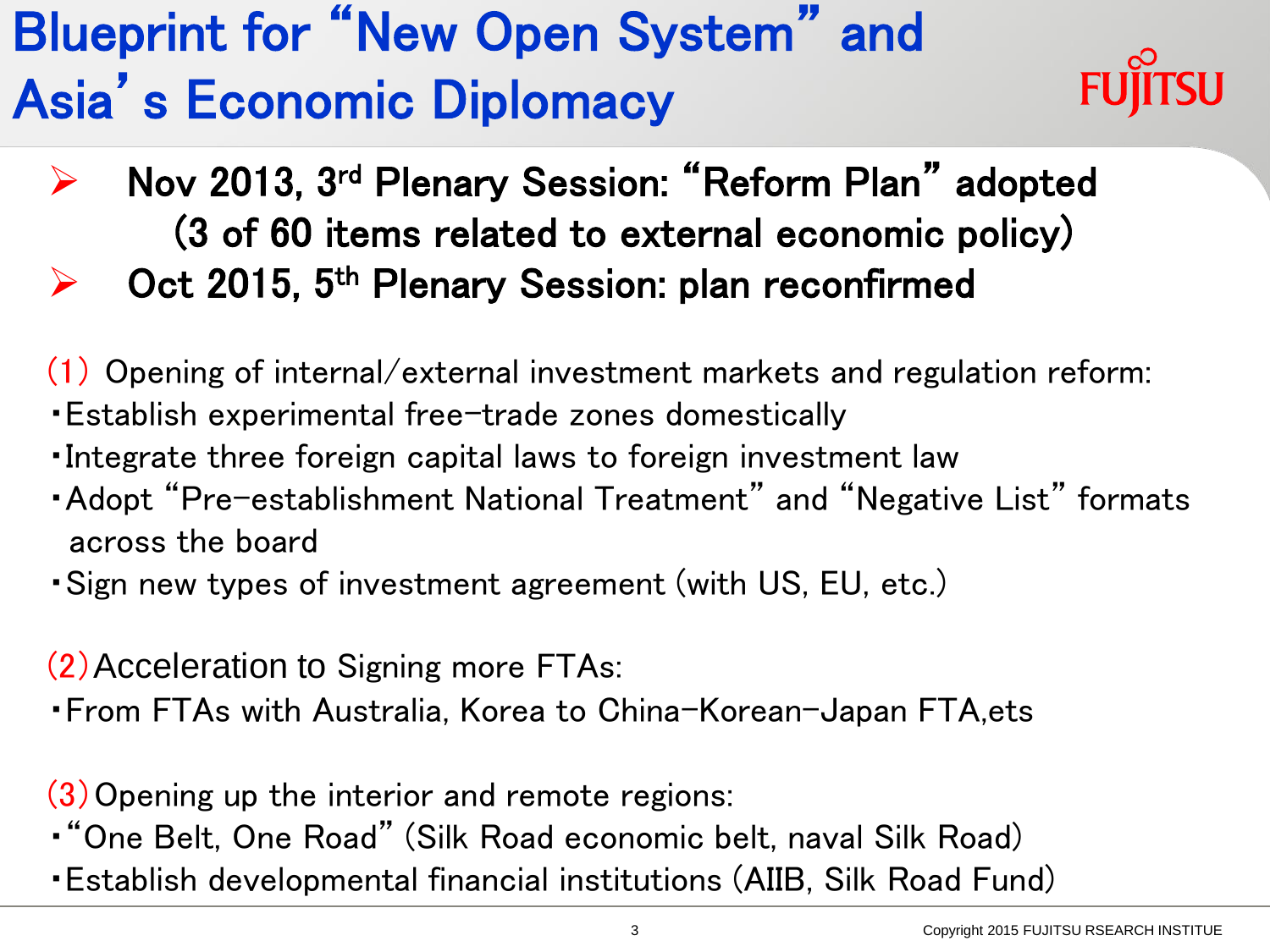# Blueprint for "New Open System" and Asia's Economic Diplomacy

- **Nov 2013, 3rd Plenary Session: "Reform Plan" adopted (3 of 60 items related to external economic policy)**
- **Oct 2015, 5th Plenary Session: plan reconfirmed**

(1) Opening of internal/external investment markets and regulation reform:

- Establish experimental free-trade zones domestically
- Integrate three foreign capital laws to foreign investment law
- Adopt "Pre-establishment National Treatment" and "Negative List" formats across the board
- Sign new types of investment agreement (with US, EU, etc.)

(2) Acceleration to Signing more FTAs:

- From FTAs with Australia, Korea to China-Korean-Japan FTA,ets

(3) Opening up the interior and remote regions:

- "One Belt, One Road" (Silk Road economic belt, naval Silk Road)
- Establish developmental financial institutions (AIIB, Silk Road Fund)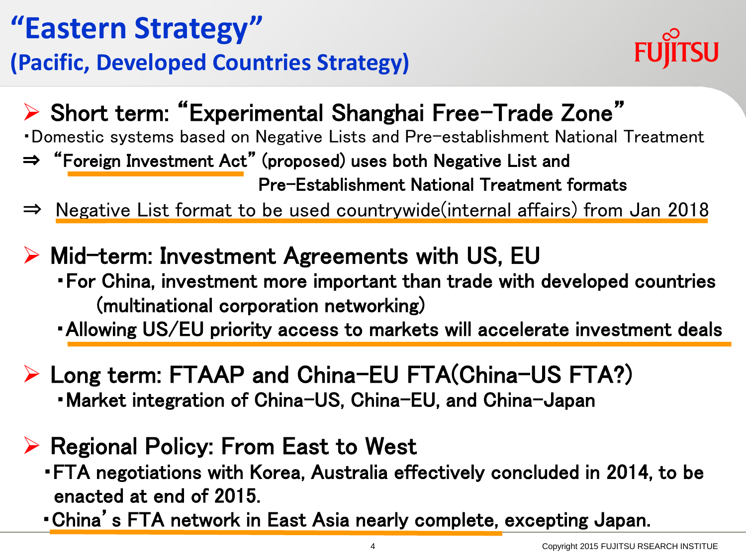# "Eastern Strategy"

## (Pacific, Developed Countries Strategy)

- **Short term: "Experimental Shanghai Free-Trade Zone"**

・Domestic systems based on Negative Lists and Pre-establishment National Treatment

⇒ "Foreign Investment Act" (proposed) uses both Negative List and Pre-Establishment National Treatment formats

⇒ Negative List format to be used countrywide(internal affairs) from Jan 2018

- **Mid-term: Investment Agreements with US, EU**

・For China, investment more important than trade with developed countries (multinational corporation networking)

・Allowing US/EU priority access to markets will accelerate investment deals

- **Long term: FTAAP and China-EU FTA(China-US FTA?)**

・Market integration of China-US, China-EU, and China-Japan

- **Regional Policy: From East to West**

・FTA negotiations with Korea, Australia effectively concluded in 2014, to be enacted at end of 2015.

・China's FTA network in East Asia nearly complete, excepting Japan.

Copyright 2015 FUJITSU RSEARCH INSTITUE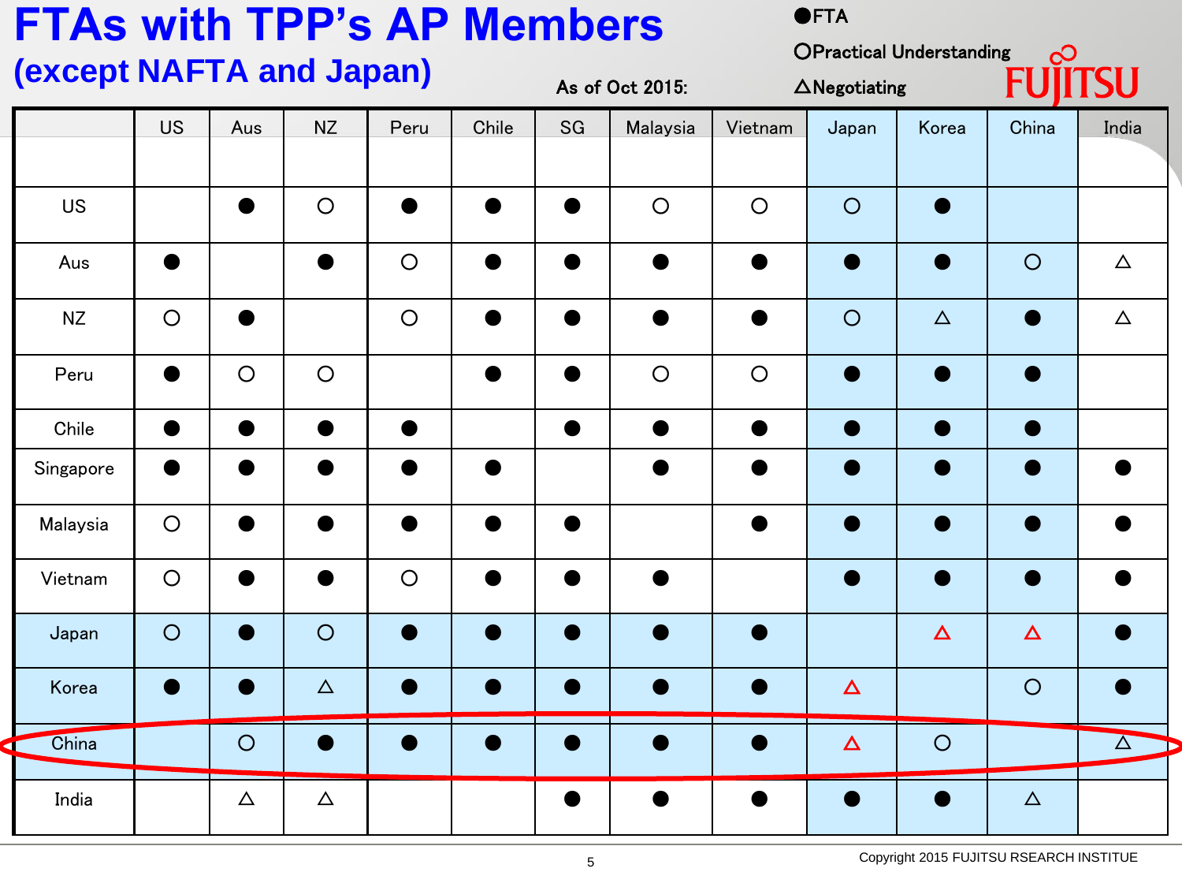# FTAs with TPP's AP Members

## (except NAFTA and Japan)

As of Oct 2015:

●FTA
○Practical Understanding
△Negotiating

| | US | Aus | NZ | Peru | Chile | SG | Malaysia | Vietnam | Japan | Korea | China | India |
|---|---|---|---|---|---|---|---|---|---|---|---|---|
| US | | ● | ○ | ● | ● | ● | ○ | ○ | ○ | ● | | |
| Aus | ● | | ● | ○ | ● | ● | ● | ● | ● | ● | ○ | △ |
| NZ | ○ | ● | | ○ | ● | ● | ● | ● | ○ | △ | ● | △ |
| Peru | ● | ○ | ○ | | ● | ● | ○ | ○ | ● | ● | ● | |
| Chile | ● | ● | ● | ● | | ● | ● | ● | ● | ● | ● | |
| Singapore | ● | ● | ● | ● | ● | | ● | ● | ● | ● | ● | ● |
| Malaysia | ○ | ● | ● | ● | ● | ● | | ● | ● | ● | ● | ● |
| Vietnam | ○ | ● | ● | ○ | ● | ● | ● | | ● | ● | ● | ● |
| Japan | ○ | ● | ○ | ● | ● | ● | ● | ● | | △ | △ | ● |
| Korea | ● | ● | △ | ● | ● | ● | ● | ● | △ | | ○ | ● |
| China | | ○ | ● | ● | ● | ● | ● | ● | △ | ○ | | △ |
| India | | △ | △ | | | ● | ● | ● | ● | ● | △ | |

Copyright 2015 FUJITSU RSEARCH INSTITUE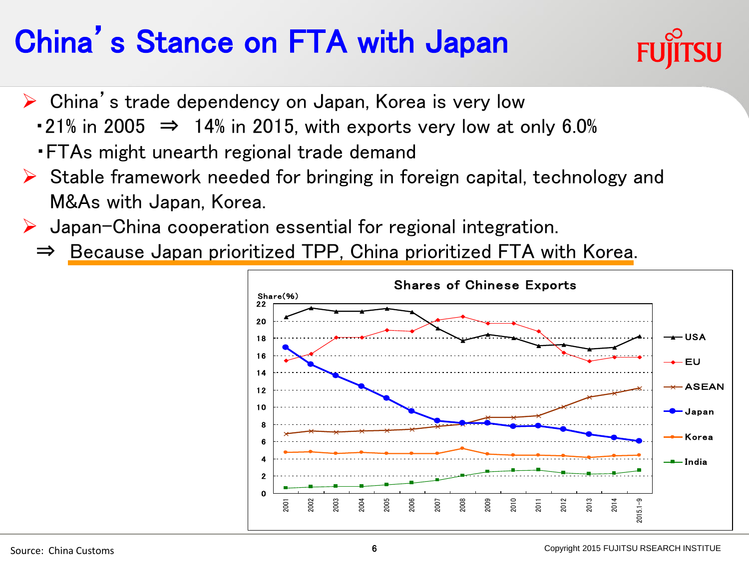# China's Stance on FTA with Japan

- China's trade dependency on Japan, Korea is very low
  - ・21% in 2005 ⇒ 14% in 2015, with exports very low at only 6.0%
  - ・FTAs might unearth regional trade demand
- Stable framework needed for bringing in foreign capital, technology and M&As with Japan, Korea.
- Japan-China cooperation essential for regional integration.
  - ⇒ Because Japan prioritized TPP, China prioritized FTA with Korea.

**Shares of Chinese Exports**

Share(%)

Legend: USA, EU, ASEAN, Japan, Korea, India

Years: 2001, 2002, 2003, 2004, 2005, 2006, 2007, 2008, 2009, 2010, 2011, 2012, 2013, 2014, 2015.1-9

Source: China Customs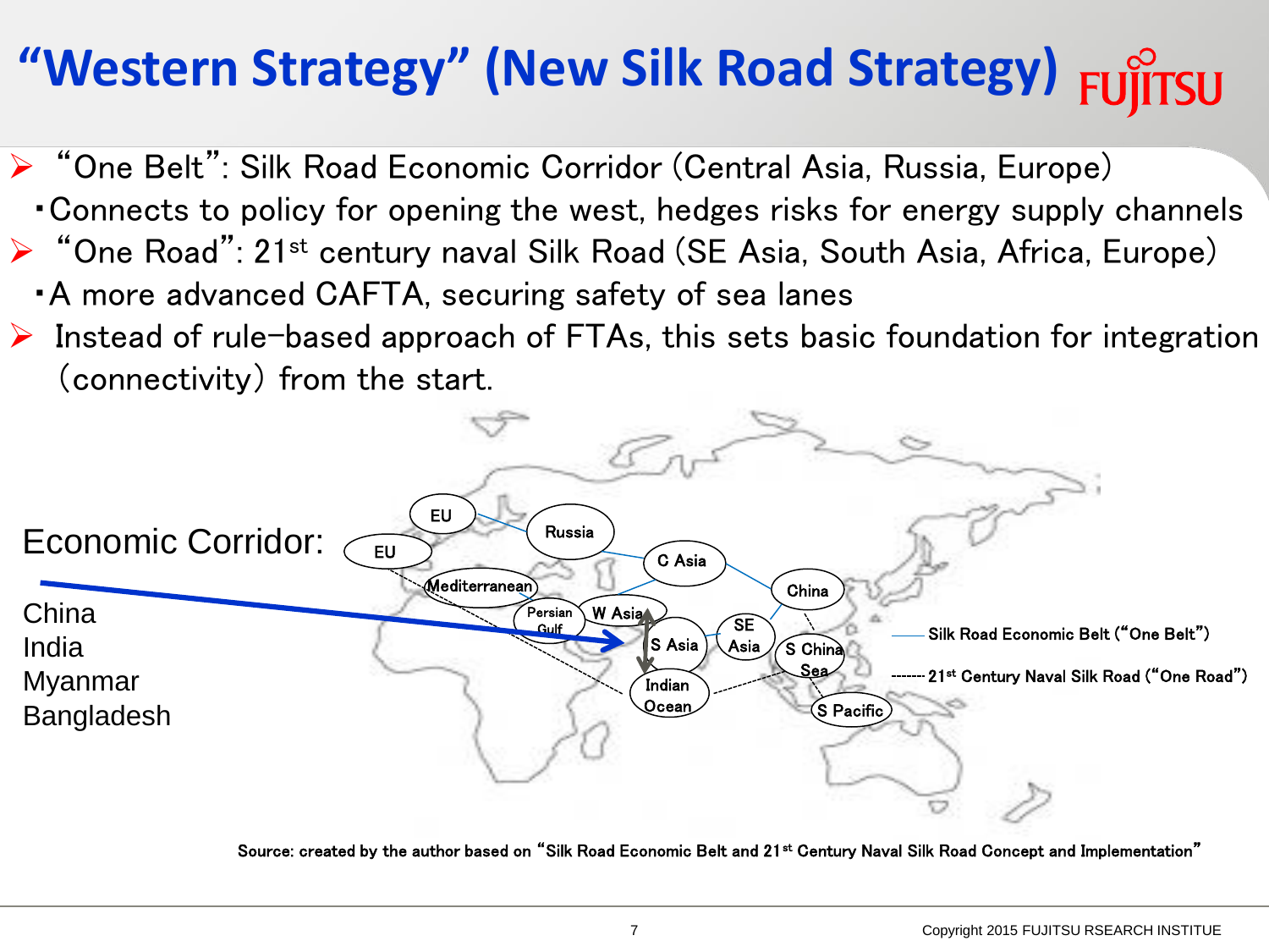# "Western Strategy" (New Silk Road Strategy)

- "One Belt": Silk Road Economic Corridor (Central Asia, Russia, Europe)
  - Connects to policy for opening the west, hedges risks for energy supply channels
- "One Road": 21st century naval Silk Road (SE Asia, South Asia, Africa, Europe)
  - A more advanced CAFTA, securing safety of sea lanes
- Instead of rule-based approach of FTAs, this sets basic foundation for integration (connectivity) from the start.

Economic Corridor:

China
India
Myanmar
Bangladesh

EU, EU, Russia, C Asia, China, Mediterranean, Persian Gulf, W Asia, S Asia, SE Asia, S China Sea, Indian Ocean, S Pacific

—— Silk Road Economic Belt ("One Belt")

------- 21st Century Naval Silk Road ("One Road")

Source: created by the author based on "Silk Road Economic Belt and 21st Century Naval Silk Road Concept and Implementation"

Copyright 2015 FUJITSU RSEARCH INSTITUE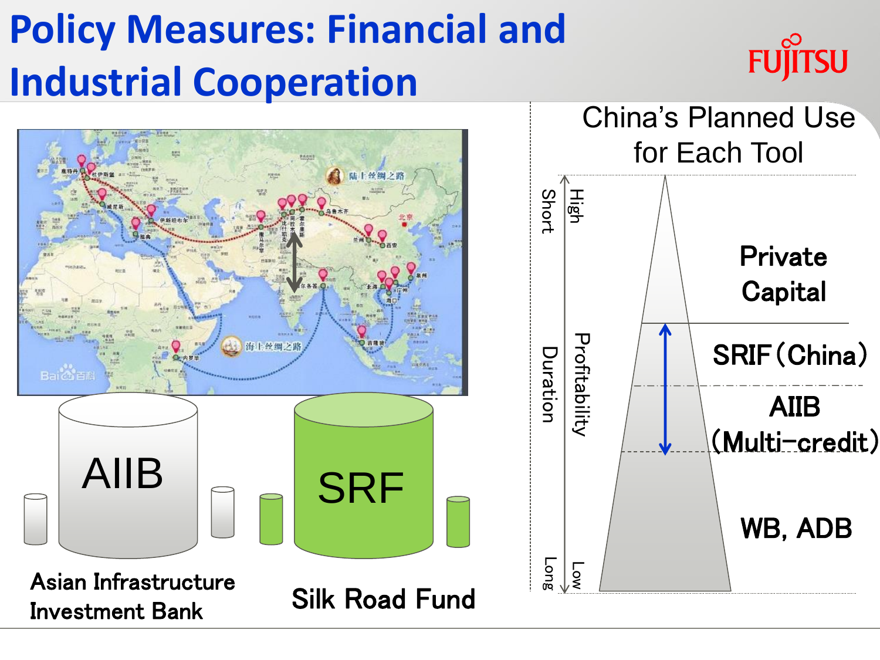# Policy Measures: Financial and Industrial Cooperation

AIIB

Asian Infrastructure Investment Bank

SRF

Silk Road Fund

## China's Planned Use for Each Tool

Duration: Short – Long

Profitability: High – Low

- Private Capital
- SRIF（China）
- AIIB（Multi-credit）
- WB, ADB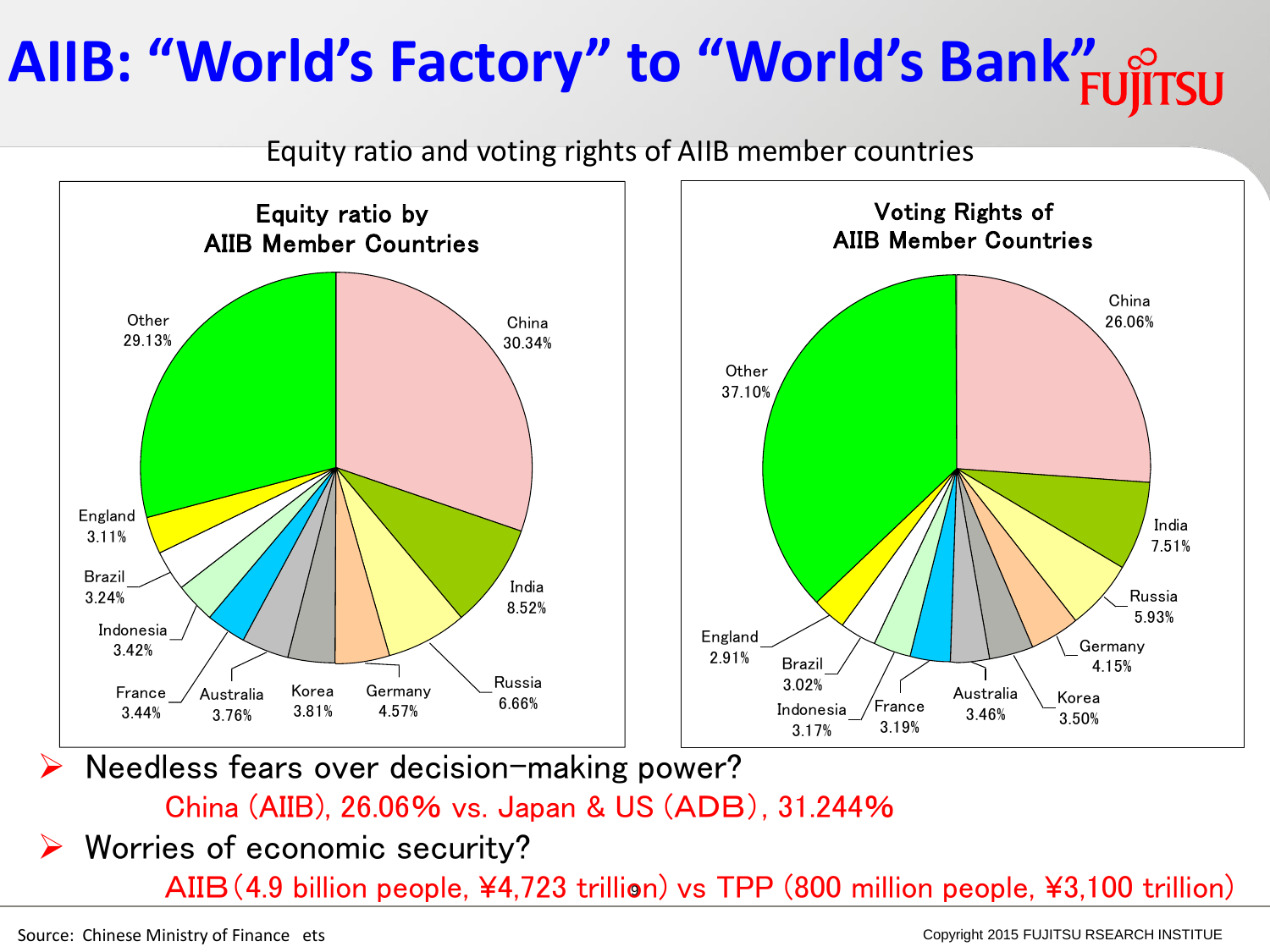# AIIB: "World's Factory" to "World's Bank"

Equity ratio and voting rights of AIIB member countries

**Equity ratio by AIIB Member Countries**

| Country | Equity ratio |
|---|---|
| China | 30.34% |
| India | 8.52% |
| Russia | 6.66% |
| Germany | 4.57% |
| Korea | 3.81% |
| Australia | 3.76% |
| France | 3.44% |
| Indonesia | 3.42% |
| Brazil | 3.24% |
| England | 3.11% |
| Other | 29.13% |

**Voting Rights of AIIB Member Countries**

| Country | Voting rights |
|---|---|
| China | 26.06% |
| India | 7.51% |
| Russia | 5.93% |
| Germany | 4.15% |
| Korea | 3.50% |
| Australia | 3.46% |
| France | 3.19% |
| Indonesia | 3.17% |
| Brazil | 3.02% |
| England | 2.91% |
| Other | 37.10% |

- Needless fears over decision-making power?
  - China (AIIB), 26.06% vs. Japan & US (ADB), 31.244%
- Worries of economic security?
  - AIIB (4.9 billion people, ¥4,723 trillion) vs TPP (800 million people, ¥3,100 trillion)

Source: Chinese Ministry of Finance ets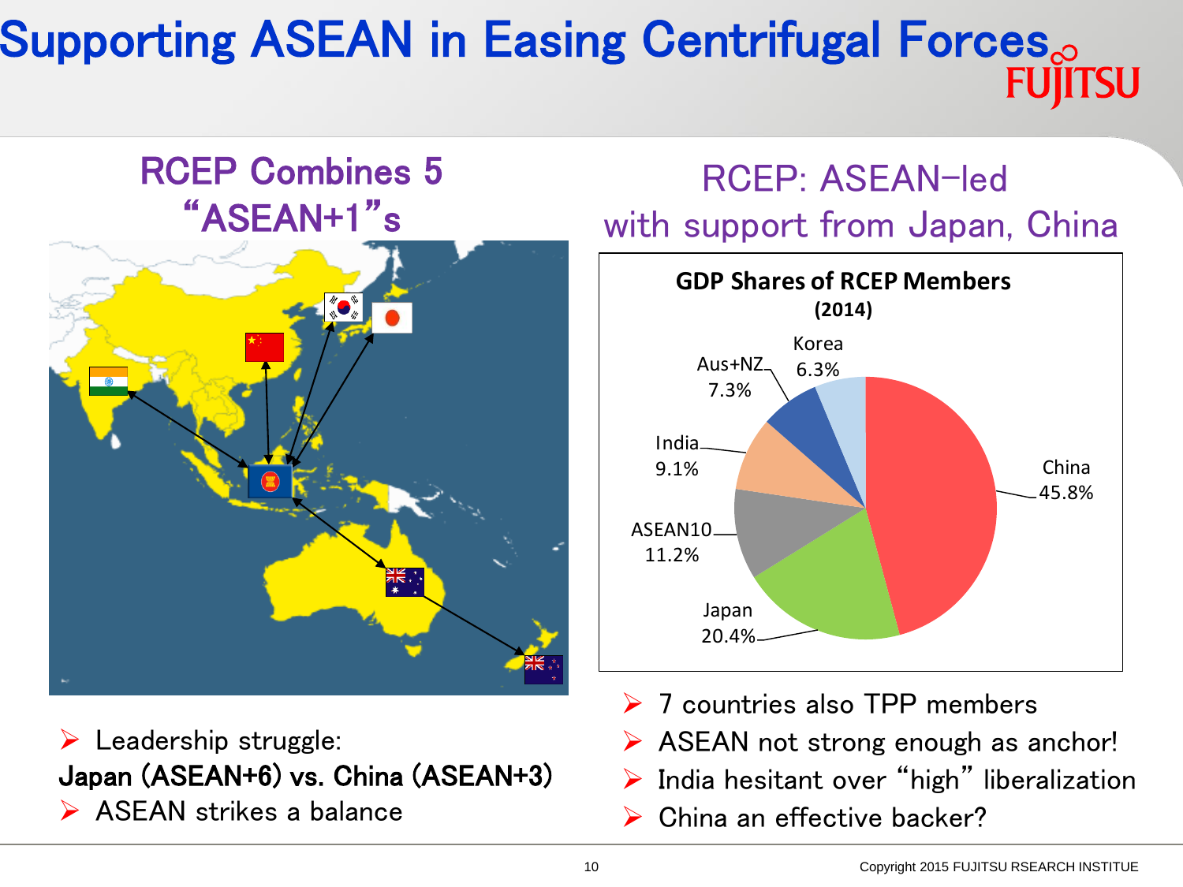# Supporting ASEAN in Easing Centrifugal Forces

## RCEP Combines 5 "ASEAN+1"s

- Leadership struggle:

**Japan (ASEAN+6) vs. China (ASEAN+3)**

- ASEAN strikes a balance

## RCEP: ASEAN-led with support from Japan, China

**GDP Shares of RCEP Members (2014)**

| Member | Share |
|---|---|
| China | 45.8% |
| Japan | 20.4% |
| ASEAN10 | 11.2% |
| India | 9.1% |
| Aus+NZ | 7.3% |
| Korea | 6.3% |

- 7 countries also TPP members
- ASEAN not strong enough as anchor!
- India hesitant over "high" liberalization
- China an effective backer?

Copyright 2015 FUJITSU RSEARCH INSTITUE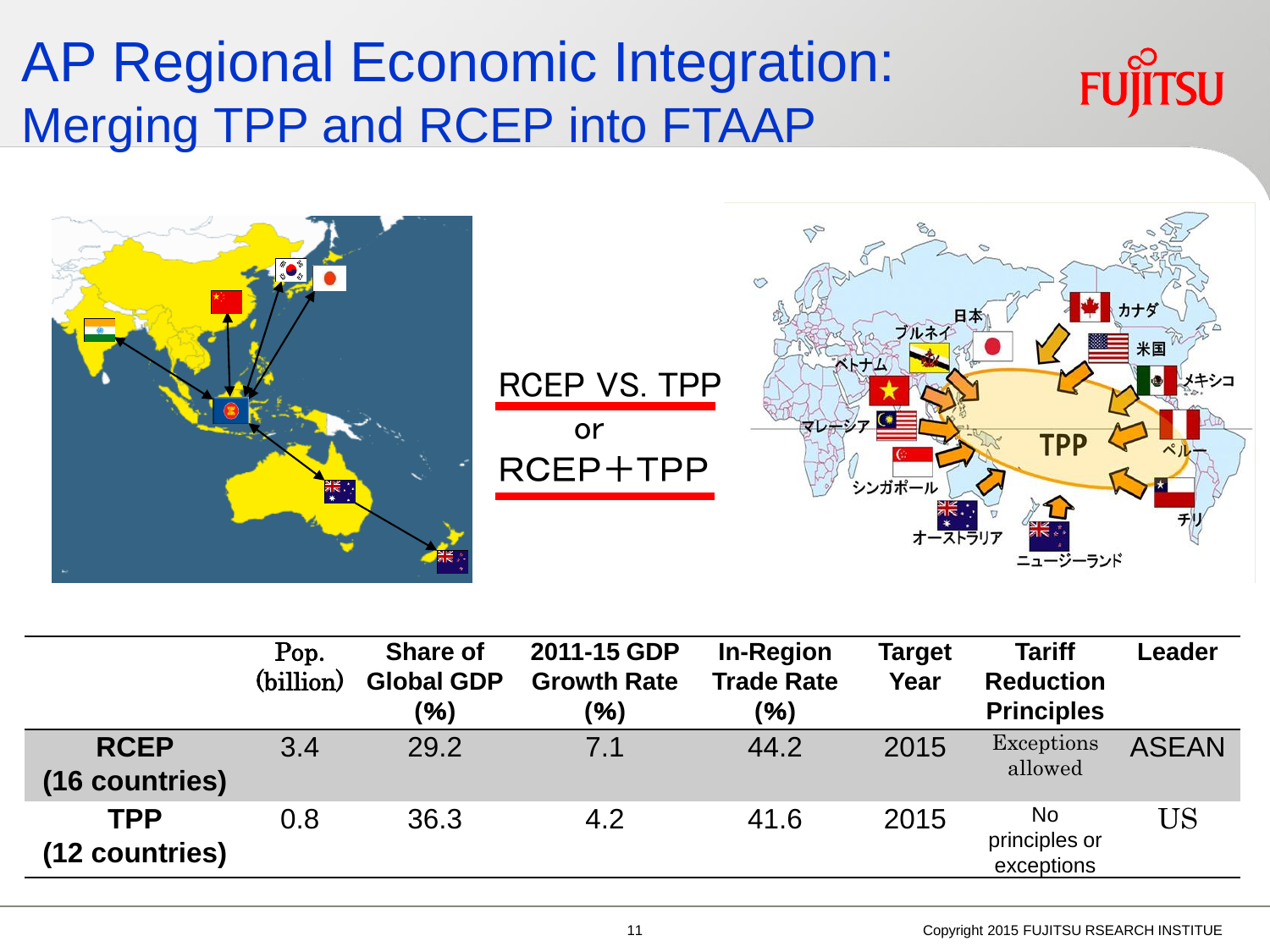# AP Regional Economic Integration: Merging TPP and RCEP into FTAAP

RCEP VS. TPP

or

RCEP＋TPP

| | Pop. (billion) | Share of Global GDP (%) | 2011-15 GDP Growth Rate (%) | In-Region Trade Rate (%) | Target Year | Tariff Reduction Principles | Leader |
|---|---|---|---|---|---|---|---|
| **RCEP (16 countries)** | 3.4 | 29.2 | 7.1 | 44.2 | 2015 | Exceptions allowed | ASEAN |
| **TPP (12 countries)** | 0.8 | 36.3 | 4.2 | 41.6 | 2015 | No principles or exceptions | US |

Copyright 2015 FUJITSU RSEARCH INSTITUE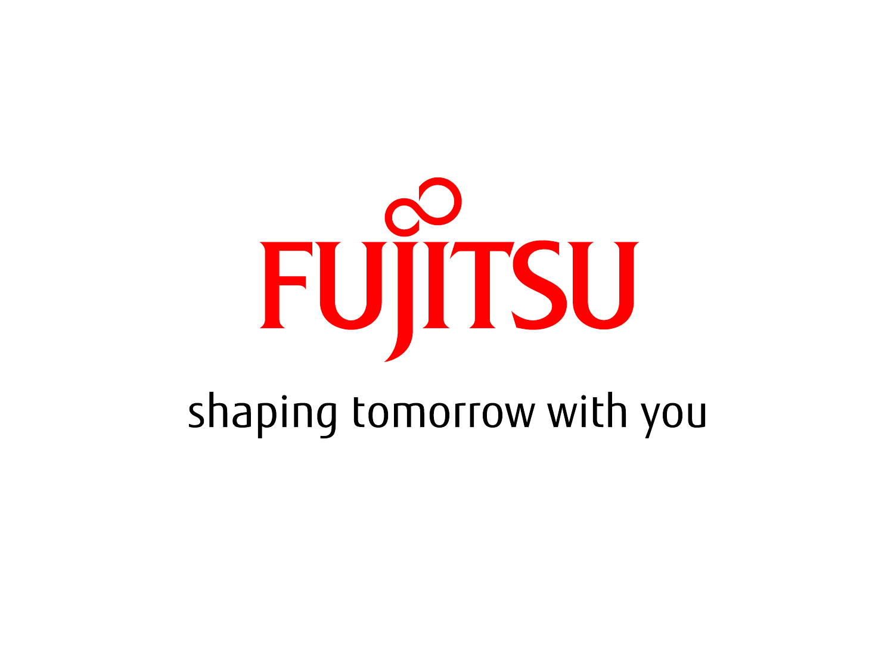FUJITSU

shaping tomorrow with you